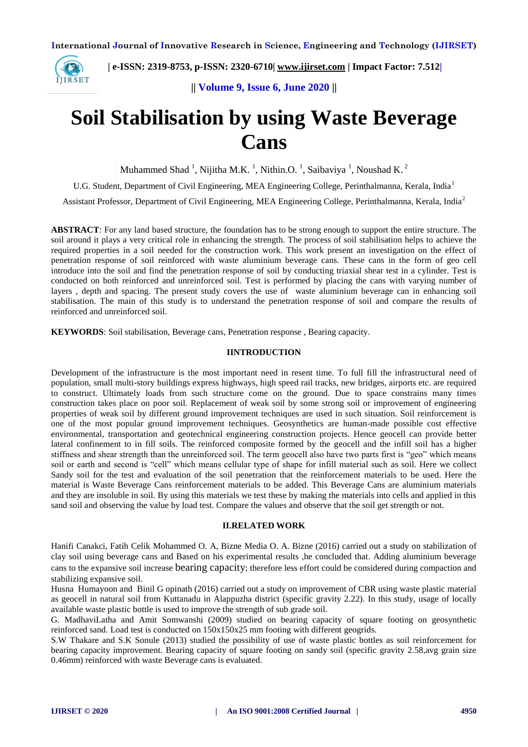# Soil Stabilisation by using Waste Beverage Cans

Muhammed Shad [1], Nijitha M.K. [1], Nithin.O. [1], Saibaviya [1], Noushad K. [2]

U.G. Student, Department of Civil Engineering, MEA Engineering College, Perinthalmanna, Kerala, India[1]

Assistant Professor, Department of Civil Engineering, MEA Engineering College, Perinthalmanna, Kerala, India[2]

**ABSTRACT**: For any land based structure, the foundation has to be strong enough to support the entire structure. The soil around it plays a very critical role in enhancing the strength. The process of soil stabilisation helps to achieve the required properties in a soil needed for the construction work. This work present an investigation on the effect of penetration response of soil reinforced with waste aluminium beverage cans. These cans in the form of geo cell introduce into the soil and find the penetration response of soil by conducting triaxial shear test in a cylinder. Test is conducted on both reinforced and unreinforced soil. Test is performed by placing the cans with varying number of layers , depth and spacing. The present study covers the use of waste aluminium beverage can in enhancing soil stabilisation. The main of this study is to understand the penetration response of soil and compare the results of reinforced and unreinforced soil.

**KEYWORDS**: Soil stabilisation, Beverage cans, Penetration response , Bearing capacity.

## IINTRODUCTION

Development of the infrastructure is the most important need in resent time. To full fill the infrastructural need of population, small multi-story buildings express highways, high speed rail tracks, new bridges, airports etc. are required to construct. Ultimately loads from such structure come on the ground. Due to space constrains many times construction takes place on poor soil. Replacement of weak soil by some strong soil or improvement of engineering properties of weak soil by different ground improvement techniques are used in such situation. Soil reinforcement is one of the most popular ground improvement techniques. Geosynthetics are human-made possible cost effective environmental, transportation and geotechnical engineering construction projects. Hence geocell can provide better lateral confinement to in fill soils. The reinforced composite formed by the geocell and the infill soil has a higher stiffness and shear strength than the unreinforced soil. The term geocell also have two parts first is "geo" which means soil or earth and second is "cell" which means cellular type of shape for infill material such as soil. Here we collect Sandy soil for the test and evaluation of the soil penetration that the reinforcement materials to be used. Here the material is Waste Beverage Cans reinforcement materials to be added. This Beverage Cans are aluminium materials and they are insoluble in soil. By using this materials we test these by making the materials into cells and applied in this sand soil and observing the value by load test. Compare the values and observe that the soil get strength or not.

## II.RELATED WORK

Hanifi Canakci, Fatih Celik Mohammed O. A, Bizne Media O. A. Bizne (2016) carried out a study on stabilization of clay soil using beverage cans and Based on his experimental results ,he concluded that. Adding aluminium beverage cans to the expansive soil increase bearing capacity; therefore less effort could be considered during compaction and stabilizing expansive soil.

Husna Humayoon and Binil G opinath (2016) carried out a study on improvement of CBR using waste plastic material as geocell in natural soil from Kuttanadu in Alappuzha district (specific gravity 2.22). In this study, usage of locally available waste plastic bottle is used to improve the strength of sub grade soil.

G. MadhaviLatha and Amit Somwanshi (2009) studied on bearing capacity of square footing on geosynthetic reinforced sand. Load test is conducted on 150x150x25 mm footing with different geogrids.

S.W Thakare and S.K Sonule (2013) studied the possibility of use of waste plastic bottles as soil reinforcement for bearing capacity improvement. Bearing capacity of square footing on sandy soil (specific gravity 2.58,avg grain size 0.46mm) reinforced with waste Beverage cans is evaluated.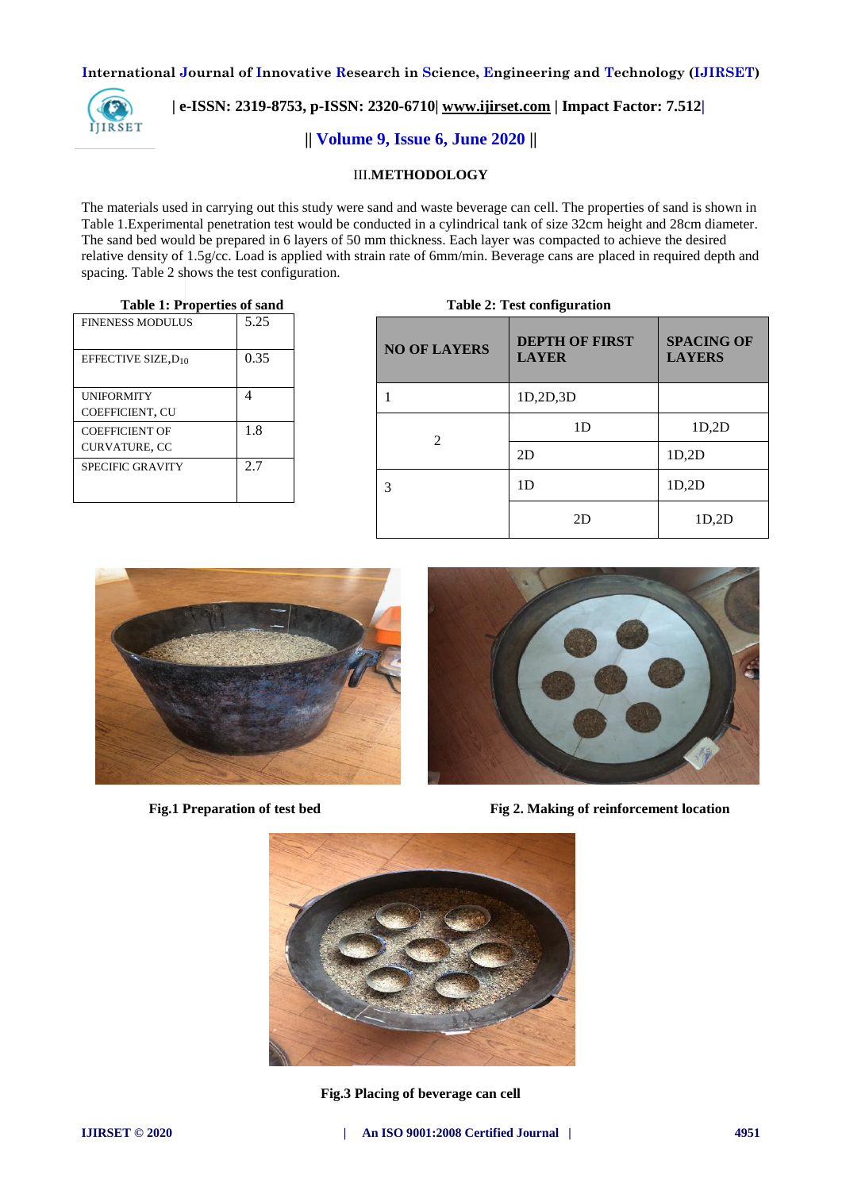### III. METHODOLOGY

The materials used in carrying out this study were sand and waste beverage can cell. The properties of sand is shown in Table 1.Experimental penetration test would be conducted in a cylindrical tank of size 32cm height and 28cm diameter. The sand bed would be prepared in 6 layers of 50 mm thickness. Each layer was compacted to achieve the desired relative density of 1.5g/cc. Load is applied with strain rate of 6mm/min. Beverage cans are placed in required depth and spacing. Table 2 shows the test configuration.

**Table 1: Properties of sand**

| Property | Value |
|---|---|
| FINENESS MODULUS | 5.25 |
| EFFECTIVE SIZE, $D_{10}$ | 0.35 |
| UNIFORMITY COEFFICIENT, CU | 4 |
| COEFFICIENT OF CURVATURE, CC | 1.8 |
| SPECIFIC GRAVITY | 2.7 |

**Table 2: Test configuration**

| NO OF LAYERS | DEPTH OF FIRST LAYER | SPACING OF LAYERS |
|---|---|---|
| 1 | 1D,2D,3D | |
| 2 | 1D | 1D,2D |
| | 2D | 1D,2D |
| 3 | 1D | 1D,2D |
| | 2D | 1D,2D |

**Fig.1 Preparation of test bed**

**Fig 2. Making of reinforcement location**

**Fig.3 Placing of beverage can cell**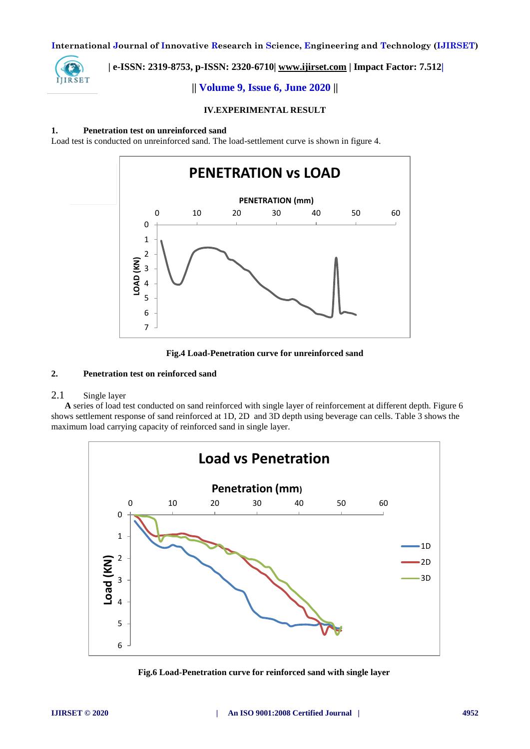## IV.EXPERIMENTAL RESULT

### 1. Penetration test on unreinforced sand

Load test is conducted on unreinforced sand. The load-settlement curve is shown in figure 4.

Fig.4 Load-Penetration curve for unreinforced sand

### 2. Penetration test on reinforced sand

#### 2.1 Single layer

**A** series of load test conducted on sand reinforced with single layer of reinforcement at different depth. Figure 6 shows settlement response of sand reinforced at 1D, 2D and 3D depth using beverage can cells. Table 3 shows the maximum load carrying capacity of reinforced sand in single layer.

Fig.6 Load-Penetration curve for reinforced sand with single layer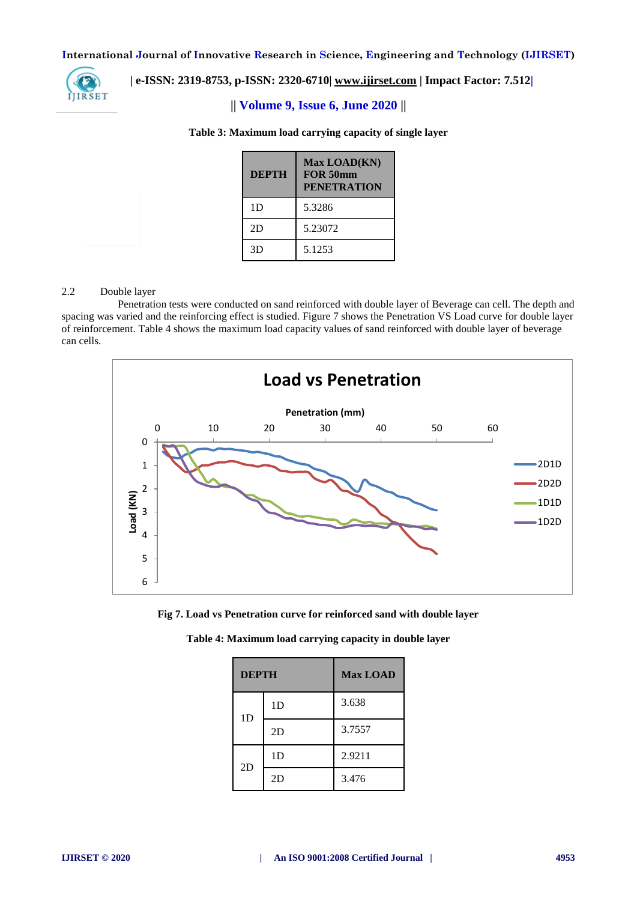**Table 3: Maximum load carrying capacity of single layer**

| DEPTH | Max LOAD(KN) FOR 50mm PENETRATION |
|---|---|
| 1D | 5.3286 |
| 2D | 5.23072 |
| 3D | 5.1253 |

2.2 Double layer

Penetration tests were conducted on sand reinforced with double layer of Beverage can cell. The depth and spacing was varied and the reinforcing effect is studied. Figure 7 shows the Penetration VS Load curve for double layer of reinforcement. Table 4 shows the maximum load capacity values of sand reinforced with double layer of beverage can cells.

**Fig 7. Load vs Penetration curve for reinforced sand with double layer**

**Table 4: Maximum load carrying capacity in double layer**

| DEPTH | | Max LOAD |
|---|---|---|
| 1D | 1D | 3.638 |
| | 2D | 3.7557 |
| 2D | 1D | 2.9211 |
| | 2D | 3.476 |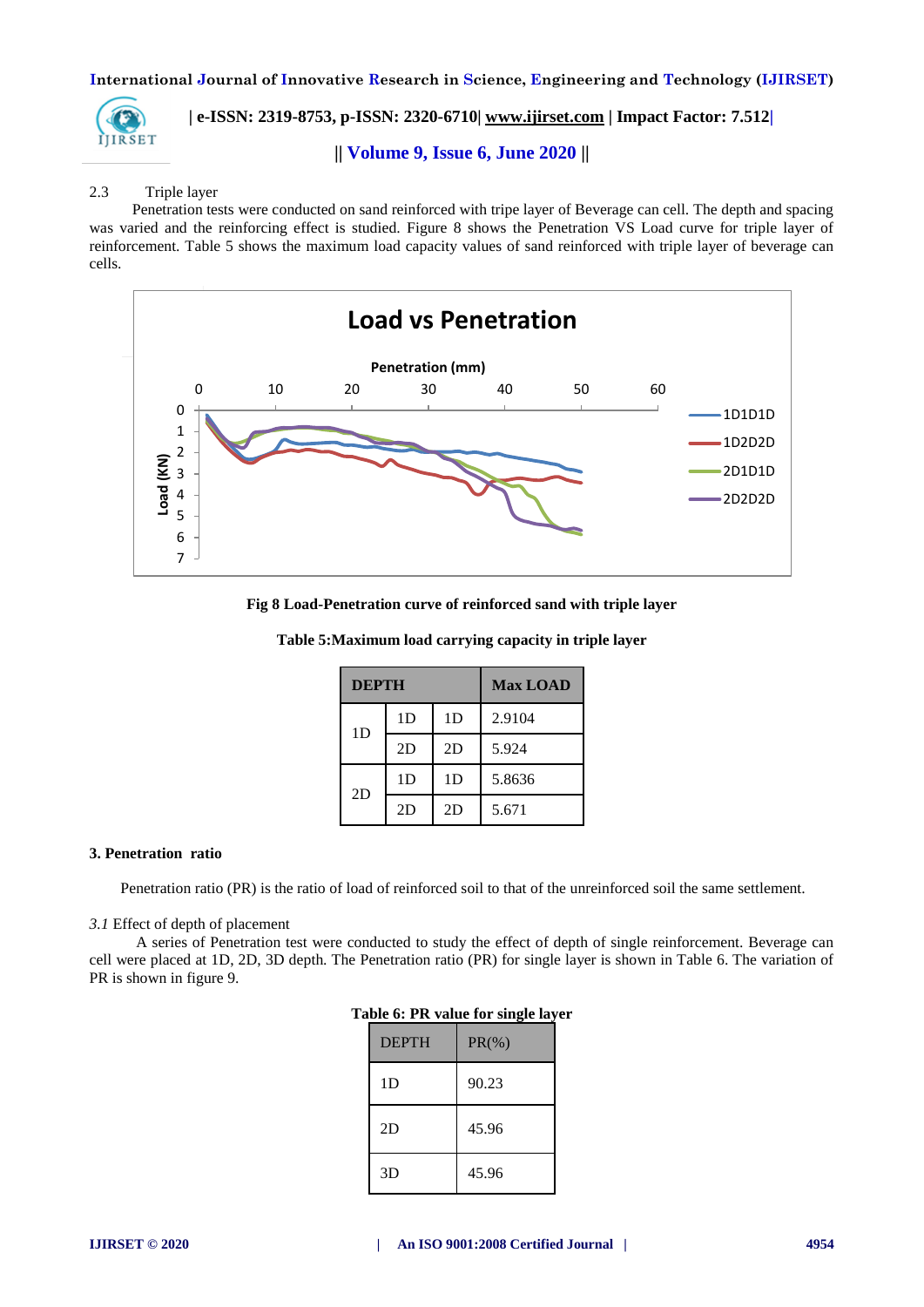2.3 Triple layer

Penetration tests were conducted on sand reinforced with tripe layer of Beverage can cell. The depth and spacing was varied and the reinforcing effect is studied. Figure 8 shows the Penetration VS Load curve for triple layer of reinforcement. Table 5 shows the maximum load capacity values of sand reinforced with triple layer of beverage can cells.

**Fig 8 Load-Penetration curve of reinforced sand with triple layer**

**Table 5:Maximum load carrying capacity in triple layer**

| DEPTH | | | Max LOAD |
|---|---|---|---|
| 1D | 1D | 1D | 2.9104 |
| | 2D | 2D | 5.924 |
| 2D | 1D | 1D | 5.8636 |
| | 2D | 2D | 5.671 |

**3. Penetration ratio**

Penetration ratio (PR) is the ratio of load of reinforced soil to that of the unreinforced soil the same settlement.

*3.1* Effect of depth of placement

A series of Penetration test were conducted to study the effect of depth of single reinforcement. Beverage can cell were placed at 1D, 2D, 3D depth. The Penetration ratio (PR) for single layer is shown in Table 6. The variation of PR is shown in figure 9.

**Table 6: PR value for single layer**

| DEPTH | PR(%) |
|---|---|
| 1D | 90.23 |
| 2D | 45.96 |
| 3D | 45.96 |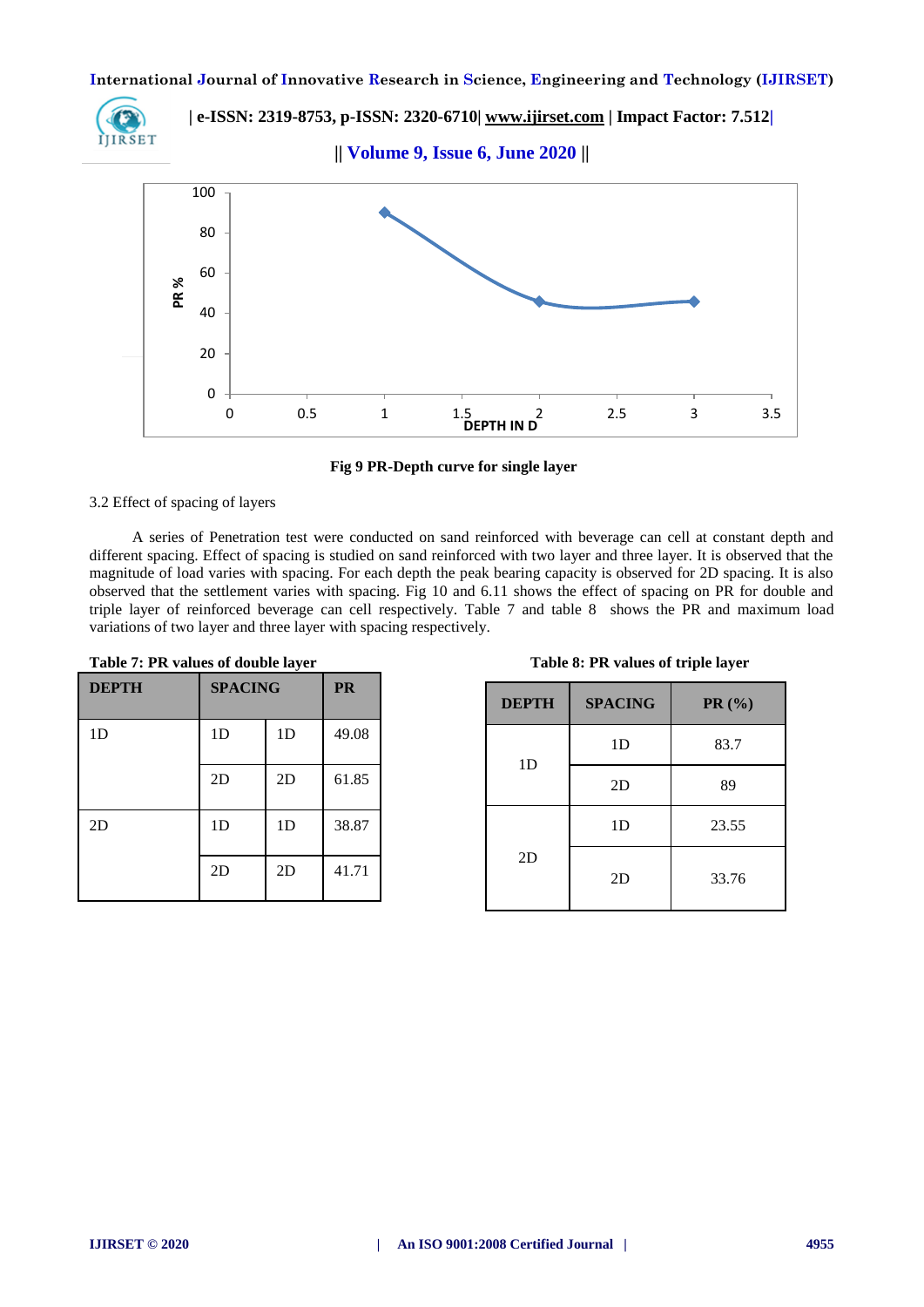Fig 9 PR-Depth curve for single layer

3.2 Effect of spacing of layers

A series of Penetration test were conducted on sand reinforced with beverage can cell at constant depth and different spacing. Effect of spacing is studied on sand reinforced with two layer and three layer. It is observed that the magnitude of load varies with spacing. For each depth the peak bearing capacity is observed for 2D spacing. It is also observed that the settlement varies with spacing. Fig 10 and 6.11 shows the effect of spacing on PR for double and triple layer of reinforced beverage can cell respectively. Table 7 and table 8 shows the PR and maximum load variations of two layer and three layer with spacing respectively.

**Table 7: PR values of double layer**

| DEPTH | SPACING | | PR |
|---|---|---|---|
| 1D | 1D | 1D | 49.08 |
| | 2D | 2D | 61.85 |
| 2D | 1D | 1D | 38.87 |
| | 2D | 2D | 41.71 |

**Table 8: PR values of triple layer**

| DEPTH | SPACING | PR (%) |
|---|---|---|
| 1D | 1D | 83.7 |
| | 2D | 89 |
| 2D | 1D | 23.55 |
| | 2D | 33.76 |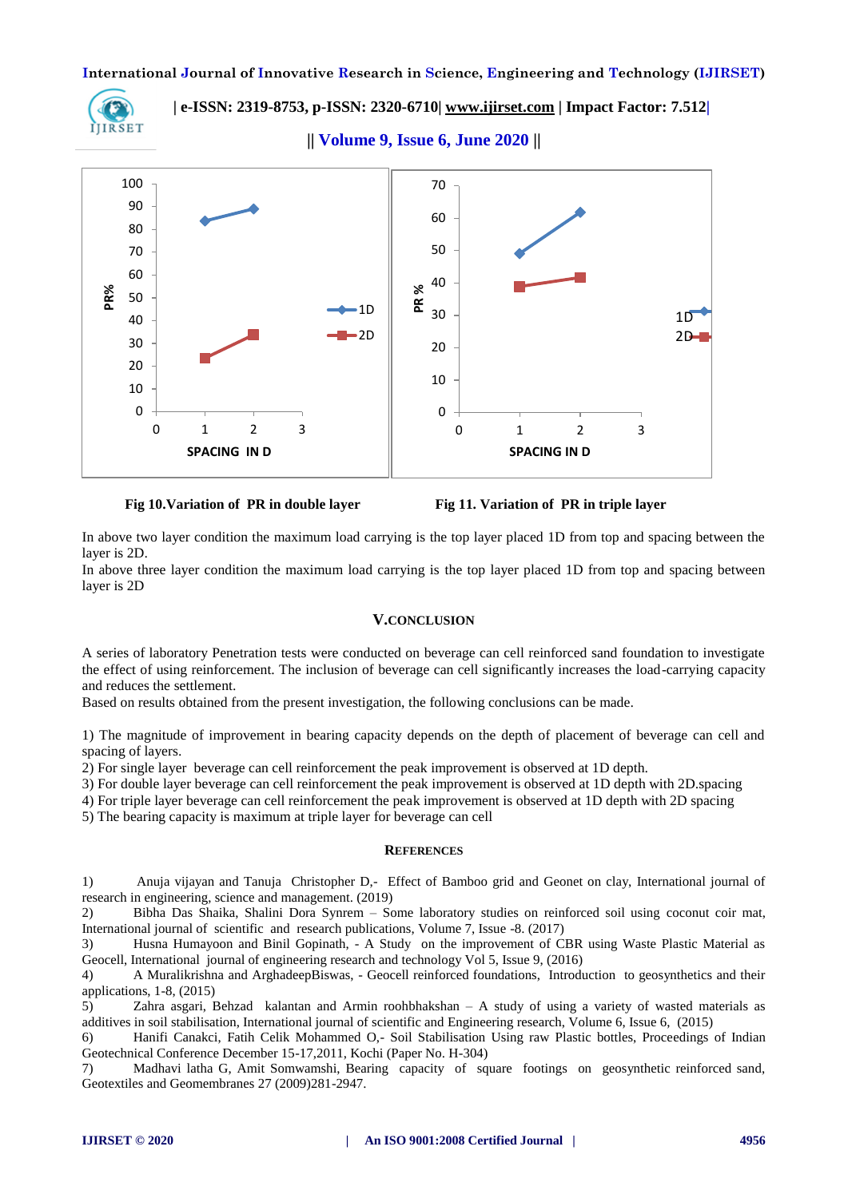100
90
80
70
60
50
40
30
20
10
0

PR%

1D
2D

0 1 2 3

SPACING IN D

70
60
50
40
30
20
10
0

PR %

1D
2D

0 1 2 3

SPACING IN D

**Fig 10.Variation of PR in double layer** **Fig 11. Variation of PR in triple layer**

In above two layer condition the maximum load carrying is the top layer placed 1D from top and spacing between the layer is 2D.

In above three layer condition the maximum load carrying is the top layer placed 1D from top and spacing between layer is 2D

## V.CONCLUSION

A series of laboratory Penetration tests were conducted on beverage can cell reinforced sand foundation to investigate the effect of using reinforcement. The inclusion of beverage can cell significantly increases the load-carrying capacity and reduces the settlement.

Based on results obtained from the present investigation, the following conclusions can be made.

1) The magnitude of improvement in bearing capacity depends on the depth of placement of beverage can cell and spacing of layers.
2) For single layer beverage can cell reinforcement the peak improvement is observed at 1D depth.
3) For double layer beverage can cell reinforcement the peak improvement is observed at 1D depth with 2D.spacing
4) For triple layer beverage can cell reinforcement the peak improvement is observed at 1D depth with 2D spacing
5) The bearing capacity is maximum at triple layer for beverage can cell

## REFERENCES

1) Anuja vijayan and Tanuja Christopher D,- Effect of Bamboo grid and Geonet on clay, International journal of research in engineering, science and management. (2019)
2) Bibha Das Shaika, Shalini Dora Synrem – Some laboratory studies on reinforced soil using coconut coir mat, International journal of scientific and research publications, Volume 7, Issue -8. (2017)
3) Husna Humayoon and Binil Gopinath, - A Study on the improvement of CBR using Waste Plastic Material as Geocell, International journal of engineering research and technology Vol 5, Issue 9, (2016)
4) A Muralikrishna and ArghadeepBiswas, - Geocell reinforced foundations, Introduction to geosynthetics and their applications, 1-8, (2015)
5) Zahra asgari, Behzad kalantan and Armin roohbhakshan – A study of using a variety of wasted materials as additives in soil stabilisation, International journal of scientific and Engineering research, Volume 6, Issue 6, (2015)
6) Hanifi Canakci, Fatih Celik Mohammed O,- Soil Stabilisation Using raw Plastic bottles, Proceedings of Indian Geotechnical Conference December 15-17,2011, Kochi (Paper No. H-304)
7) Madhavi latha G, Amit Somwamshi, Bearing capacity of square footings on geosynthetic reinforced sand, Geotextiles and Geomembranes 27 (2009)281-2947.